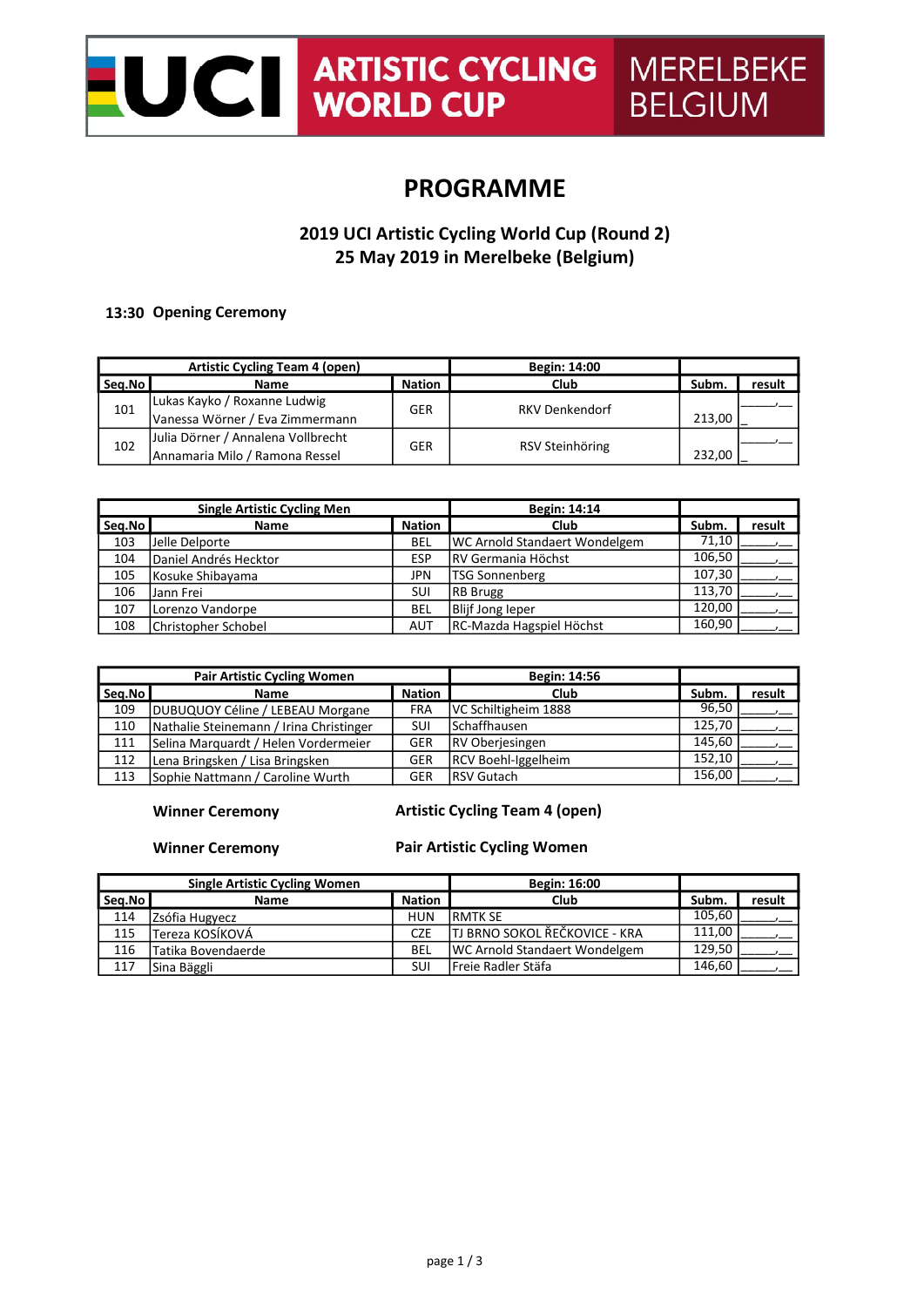UCI ARTISTIC CYCLING WORLD CUP MERELBEKE BELGIUM

# PROGRAMME

## 2019 UCI Artistic Cycling World Cup (Round 2)
## 25 May 2019 in Merelbeke (Belgium)

**13:30 Opening Ceremony**

| Artistic Cycling Team 4 (open) | | | Begin: 14:00 | | |
|---|---|---|---|---|---|
| Seq.No | Name | Nation | Club | Subm. | result |
| 101 | Lukas Kayko / Roxanne Ludwig<br>Vanessa Wörner / Eva Zimmermann | GER | RKV Denkendorf | 213,00 | ____,__ |
| 102 | Julia Dörner / Annalena Vollbrecht<br>Annamaria Milo / Ramona Ressel | GER | RSV Steinhöring | 232,00 | ____,__ |

| Single Artistic Cycling Men | | | Begin: 14:14 | | |
|---|---|---|---|---|---|
| Seq.No | Name | Nation | Club | Subm. | result |
| 103 | Jelle Delporte | BEL | WC Arnold Standaert Wondelgem | 71,10 | ____,__ |
| 104 | Daniel Andrés Hecktor | ESP | RV Germania Höchst | 106,50 | ____,__ |
| 105 | Kosuke Shibayama | JPN | TSG Sonnenberg | 107,30 | ____,__ |
| 106 | Jann Frei | SUI | RB Brugg | 113,70 | ____,__ |
| 107 | Lorenzo Vandorpe | BEL | Blijf Jong Ieper | 120,00 | ____,__ |
| 108 | Christopher Schobel | AUT | RC-Mazda Hagspiel Höchst | 160,90 | ____,__ |

| Pair Artistic Cycling Women | | | Begin: 14:56 | | |
|---|---|---|---|---|---|
| Seq.No | Name | Nation | Club | Subm. | result |
| 109 | DUBUQUOY Céline / LEBEAU Morgane | FRA | VC Schiltigheim 1888 | 96,50 | ____,__ |
| 110 | Nathalie Steinemann / Irina Christinger | SUI | Schaffhausen | 125,70 | ____,__ |
| 111 | Selina Marquardt / Helen Vordermeier | GER | RV Oberjesingen | 145,60 | ____,__ |
| 112 | Lena Bringsken / Lisa Bringsken | GER | RCV Boehl-Iggelheim | 152,10 | ____,__ |
| 113 | Sophie Nattmann / Caroline Wurth | GER | RSV Gutach | 156,00 | ____,__ |

**Winner Ceremony** — **Artistic Cycling Team 4 (open)**

**Winner Ceremony** — **Pair Artistic Cycling Women**

| Single Artistic Cycling Women | | | Begin: 16:00 | | |
|---|---|---|---|---|---|
| Seq.No | Name | Nation | Club | Subm. | result |
| 114 | Zsófia Hugyecz | HUN | RMTK SE | 105,60 | ____,__ |
| 115 | Tereza KOSÍKOVÁ | CZE | TJ BRNO SOKOL ŘEČKOVICE - KRA | 111,00 | ____,__ |
| 116 | Tatika Bovendaerde | BEL | WC Arnold Standaert Wondelgem | 129,50 | ____,__ |
| 117 | Sina Bäggli | SUI | Freie Radler Stäfa | 146,60 | ____,__ |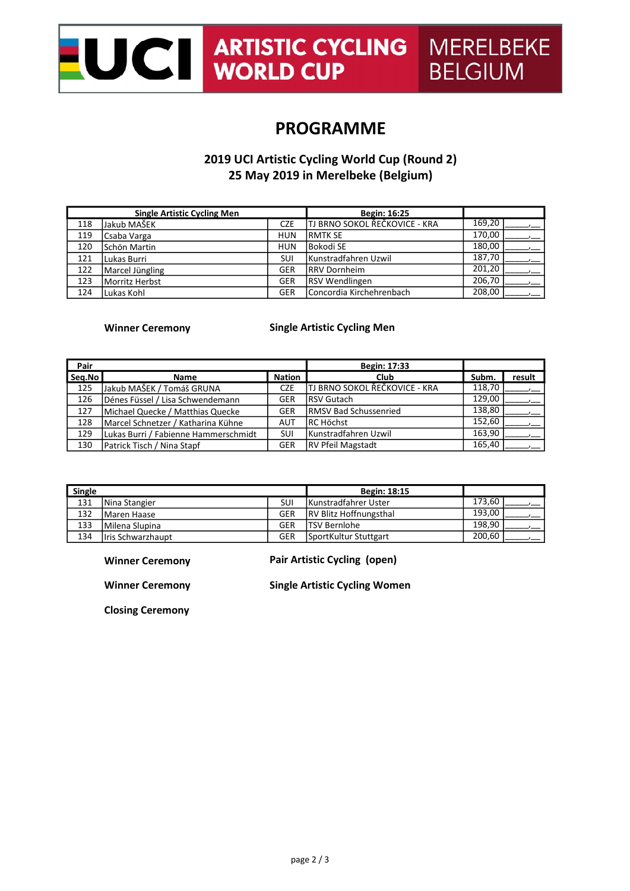UCI ARTISTIC CYCLING WORLD CUP MERELBEKE BELGIUM

# PROGRAMME

## 2019 UCI Artistic Cycling World Cup (Round 2)
## 25 May 2019 in Merelbeke (Belgium)

| Single Artistic Cycling Men | | | Begin: 16:25 | | |
|---|---|---|---|---|---|
| 118 | Jakub MAŠEK | CZE | TJ BRNO SOKOL ŘEČKOVICE - KRA | 169,20 | ____,__ |
| 119 | Csaba Varga | HUN | RMTK SE | 170,00 | ____,__ |
| 120 | Schön Martin | HUN | Bokodi SE | 180,00 | ____,__ |
| 121 | Lukas Burri | SUI | Kunstradfahren Uzwil | 187,70 | ____,__ |
| 122 | Marcel Jüngling | GER | RRV Dornheim | 201,20 | ____,__ |
| 123 | Morritz Herbst | GER | RSV Wendlingen | 206,70 | ____,__ |
| 124 | Lukas Kohl | GER | Concordia Kirchehrenbach | 208,00 | ____,__ |

**Winner Ceremony** — **Single Artistic Cycling Men**

| Pair | | | Begin: 17:33 | | |
|---|---|---|---|---|---|
| Seq.No | Name | Nation | Club | Subm. | result |
| 125 | Jakub MAŠEK / Tomáš GRUNA | CZE | TJ BRNO SOKOL ŘEČKOVICE - KRA | 118,70 | ____,__ |
| 126 | Dénes Füssel / Lisa Schwendemann | GER | RSV Gutach | 129,00 | ____,__ |
| 127 | Michael Quecke / Matthias Quecke | GER | RMSV Bad Schussenried | 138,80 | ____,__ |
| 128 | Marcel Schnetzer / Katharina Kühne | AUT | RC Höchst | 152,60 | ____,__ |
| 129 | Lukas Burri / Fabienne Hammerschmidt | SUI | Kunstradfahren Uzwil | 163,90 | ____,__ |
| 130 | Patrick Tisch / Nina Stapf | GER | RV Pfeil Magstadt | 165,40 | ____,__ |

| Single | | | Begin: 18:15 | | |
|---|---|---|---|---|---|
| 131 | Nina Stangier | SUI | Kunstradfahrer Uster | 173,60 | ____,__ |
| 132 | Maren Haase | GER | RV Blitz Hoffnungsthal | 193,00 | ____,__ |
| 133 | Milena Slupina | GER | TSV Bernlohe | 198,90 | ____,__ |
| 134 | Iris Schwarzhaupt | GER | SportKultur Stuttgart | 200,60 | ____,__ |

**Winner Ceremony** — **Pair Artistic Cycling (open)**

**Winner Ceremony** — **Single Artistic Cycling Women**

**Closing Ceremony**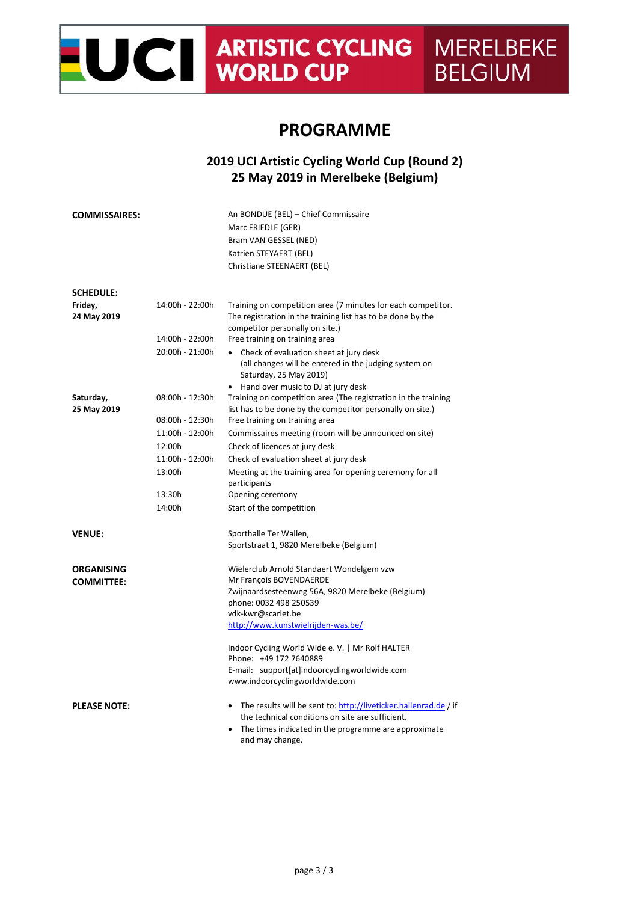UCI ARTISTIC CYCLING WORLD CUP MERELBEKE BELGIUM

# PROGRAMME

## 2019 UCI Artistic Cycling World Cup (Round 2)
## 25 May 2019 in Merelbeke (Belgium)

**COMMISSAIRES:**

An BONDUE (BEL) – Chief Commissaire
Marc FRIEDLE (GER)
Bram VAN GESSEL (NED)
Katrien STEYAERT (BEL)
Christiane STEENAERT (BEL)

**SCHEDULE:**

| | | |
|---|---|---|
| **Friday, 24 May 2019** | 14:00h - 22:00h | Training on competition area (7 minutes for each competitor. The registration in the training list has to be done by the competitor personally on site.) |
| | 14:00h - 22:00h | Free training on training area |
| | 20:00h - 21:00h | • Check of evaluation sheet at jury desk (all changes will be entered in the judging system on Saturday, 25 May 2019)<br>• Hand over music to DJ at jury desk |
| **Saturday, 25 May 2019** | 08:00h - 12:30h | Training on competition area (The registration in the training list has to be done by the competitor personally on site.) |
| | 08:00h - 12:30h | Free training on training area |
| | 11:00h - 12:00h | Commissaires meeting (room will be announced on site) |
| | 12:00h | Check of licences at jury desk |
| | 11:00h - 12:00h | Check of evaluation sheet at jury desk |
| | 13:00h | Meeting at the training area for opening ceremony for all participants |
| | 13:30h | Opening ceremony |
| | 14:00h | Start of the competition |

**VENUE:**

Sporthalle Ter Wallen,
Sportstraat 1, 9820 Merelbeke (Belgium)

**ORGANISING COMMITTEE:**

Wielerclub Arnold Standaert Wondelgem vzw
Mr François BOVENDAERDE
Zwijnaardsesteenweg 56A, 9820 Merelbeke (Belgium)
phone: 0032 498 250539
vdk-kwr@scarlet.be
http://www.kunstwielrijden-was.be/

Indoor Cycling World Wide e. V. | Mr Rolf HALTER
Phone: +49 172 7640889
E-mail: support[at]indoorcyclingworldwide.com
www.indoorcyclingworldwide.com

**PLEASE NOTE:**

- The results will be sent to: http://liveticker.hallenrad.de / if the technical conditions on site are sufficient.
- The times indicated in the programme are approximate and may change.